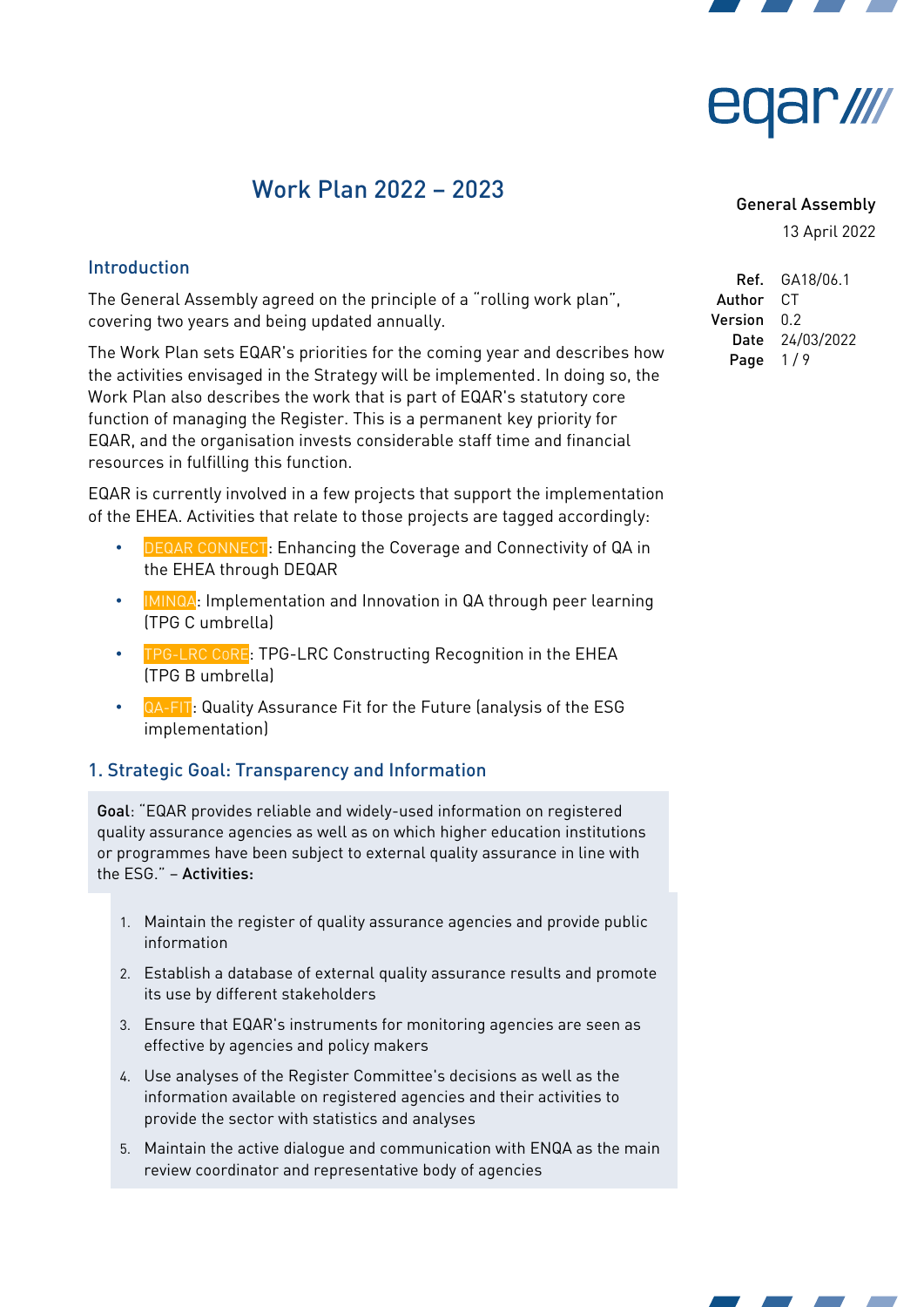# Work Plan 2022 – 2023

General Assembly
13 April 2022

| | |
|---|---|
| Ref. | GA18/06.1 |
| Author | CT |
| Version | 0.2 |
| Date | 24/03/2022 |

## Introduction

The General Assembly agreed on the principle of a "rolling work plan", covering two years and being updated annually.

The Work Plan sets EQAR's priorities for the coming year and describes how the activities envisaged in the Strategy will be implemented. In doing so, the Work Plan also describes the work that is part of EQAR's statutory core function of managing the Register. This is a permanent key priority for EQAR, and the organisation invests considerable staff time and financial resources in fulfilling this function.

EQAR is currently involved in a few projects that support the implementation of the EHEA. Activities that relate to those projects are tagged accordingly:

- DEQAR CONNECT: Enhancing the Coverage and Connectivity of QA in the EHEA through DEQAR
- IMINQA: Implementation and Innovation in QA through peer learning (TPG C umbrella)
- TPG-LRC CoRE: TPG-LRC Constructing Recognition in the EHEA (TPG B umbrella)
- QA-FIT: Quality Assurance Fit for the Future (analysis of the ESG implementation)

## 1. Strategic Goal: Transparency and Information

**Goal**: "EQAR provides reliable and widely-used information on registered quality assurance agencies as well as on which higher education institutions or programmes have been subject to external quality assurance in line with the ESG." – **Activities:**

1. Maintain the register of quality assurance agencies and provide public information
2. Establish a database of external quality assurance results and promote its use by different stakeholders
3. Ensure that EQAR's instruments for monitoring agencies are seen as effective by agencies and policy makers
4. Use analyses of the Register Committee's decisions as well as the information available on registered agencies and their activities to provide the sector with statistics and analyses
5. Maintain the active dialogue and communication with ENQA as the main review coordinator and representative body of agencies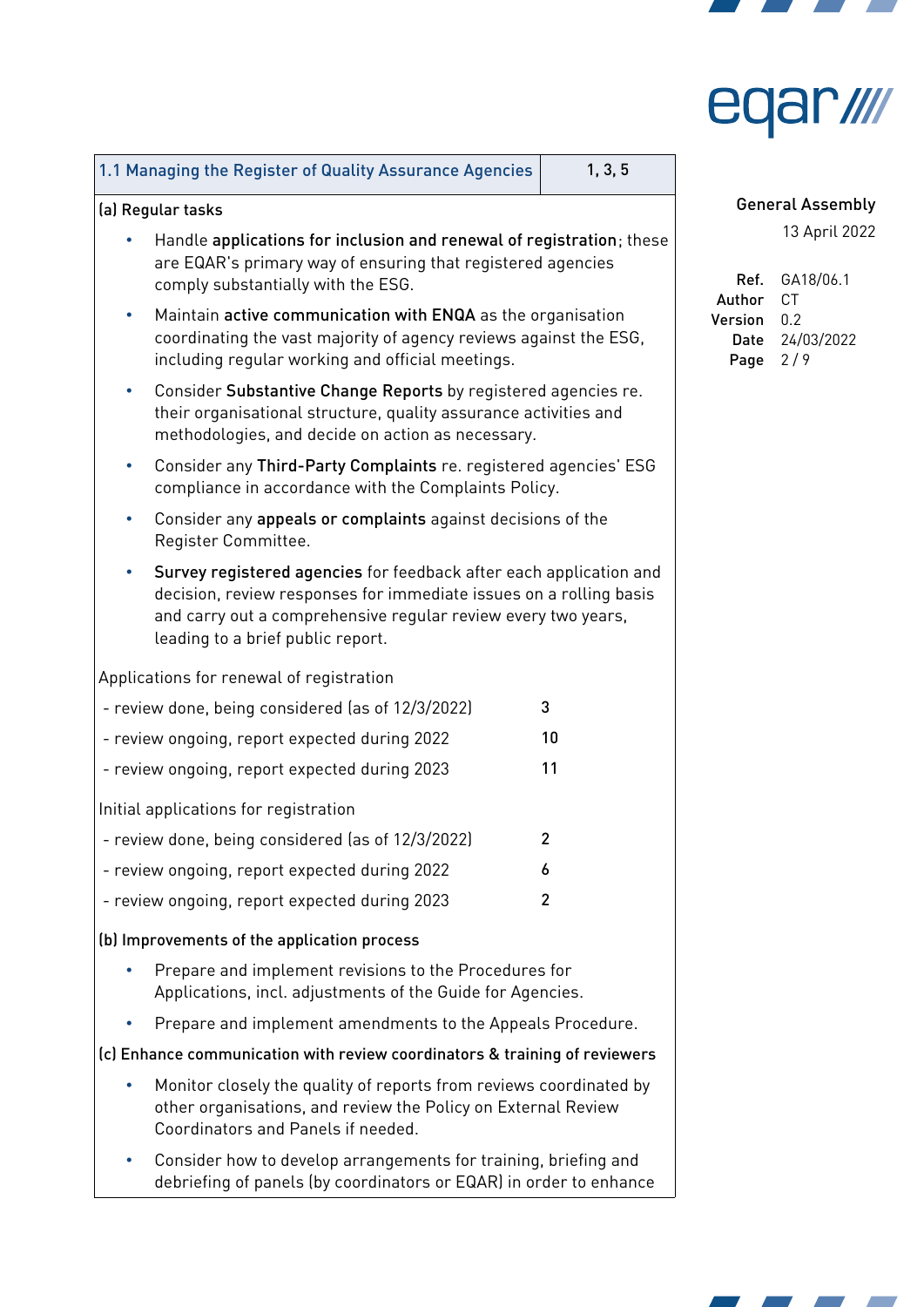| 1.1 Managing the Register of Quality Assurance Agencies | 1, 3, 5 |
|---|---|

(a) Regular tasks

- Handle **applications for inclusion and renewal of registration**; these are EQAR's primary way of ensuring that registered agencies comply substantially with the ESG.
- Maintain **active communication with ENQA** as the organisation coordinating the vast majority of agency reviews against the ESG, including regular working and official meetings.
- Consider **Substantive Change Reports** by registered agencies re. their organisational structure, quality assurance activities and methodologies, and decide on action as necessary.
- Consider any **Third-Party Complaints** re. registered agencies' ESG compliance in accordance with the Complaints Policy.
- Consider any **appeals or complaints** against decisions of the Register Committee.
- **Survey registered agencies** for feedback after each application and decision, review responses for immediate issues on a rolling basis and carry out a comprehensive regular review every two years, leading to a brief public report.

Applications for renewal of registration

| | |
|---|---|
| - review done, being considered (as of 12/3/2022) | 3 |
| - review ongoing, report expected during 2022 | 10 |
| - review ongoing, report expected during 2023 | 11 |

Initial applications for registration

| | |
|---|---|
| - review done, being considered (as of 12/3/2022) | 2 |
| - review ongoing, report expected during 2022 | 6 |
| - review ongoing, report expected during 2023 | 2 |

(b) Improvements of the application process

- Prepare and implement revisions to the Procedures for Applications, incl. adjustments of the Guide for Agencies.
- Prepare and implement amendments to the Appeals Procedure.

(c) Enhance communication with review coordinators & training of reviewers

- Monitor closely the quality of reports from reviews coordinated by other organisations, and review the Policy on External Review Coordinators and Panels if needed.
- Consider how to develop arrangements for training, briefing and debriefing of panels (by coordinators or EQAR) in order to enhance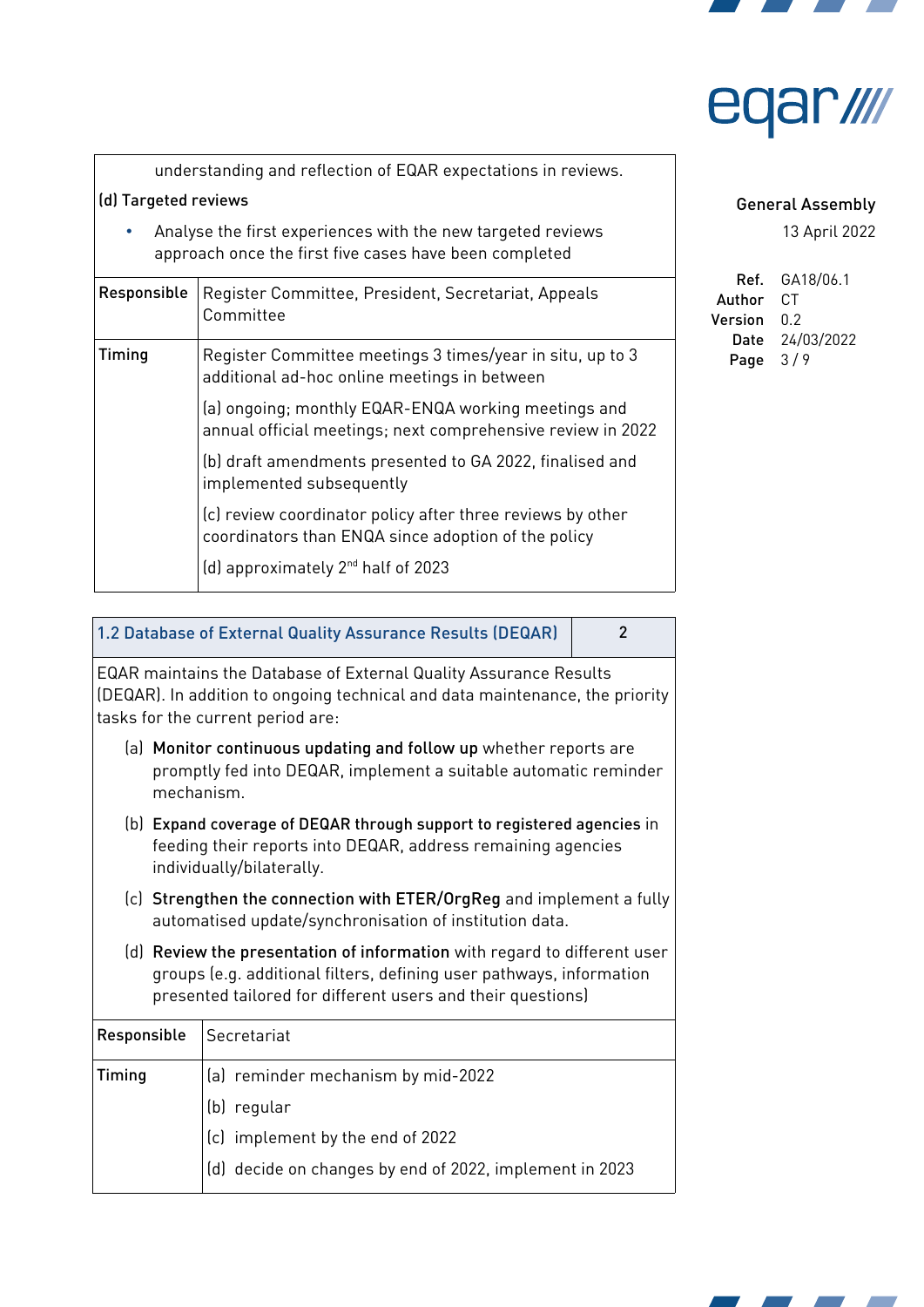| understanding and reflection of EQAR expectations in reviews.<br>(d) Targeted reviews<br>• Analyse the first experiences with the new targeted reviews approach once the first five cases have been completed | |
|---|---|
| Responsible | Register Committee, President, Secretariat, Appeals Committee |
| Timing | Register Committee meetings 3 times/year in situ, up to 3 additional ad-hoc online meetings in between<br>(a) ongoing; monthly EQAR-ENQA working meetings and annual official meetings; next comprehensive review in 2022<br>(b) draft amendments presented to GA 2022, finalised and implemented subsequently<br>(c) review coordinator policy after three reviews by other coordinators than ENQA since adoption of the policy<br>(d) approximately 2nd half of 2023 |

| 1.2 Database of External Quality Assurance Results (DEQAR) | 2 |
|---|---|

EQAR maintains the Database of External Quality Assurance Results (DEQAR). In addition to ongoing technical and data maintenance, the priority tasks for the current period are:

(a) **Monitor continuous updating and follow up** whether reports are promptly fed into DEQAR, implement a suitable automatic reminder mechanism.

(b) **Expand coverage of DEQAR through support to registered agencies** in feeding their reports into DEQAR, address remaining agencies individually/bilaterally.

(c) **Strengthen the connection with ETER/OrgReg** and implement a fully automatised update/synchronisation of institution data.

(d) **Review the presentation of information** with regard to different user groups (e.g. additional filters, defining user pathways, information presented tailored for different users and their questions)

| Responsible | Secretariat |
|---|---|
| Timing | (a) reminder mechanism by mid-2022<br>(b) regular<br>(c) implement by the end of 2022<br>(d) decide on changes by end of 2022, implement in 2023 |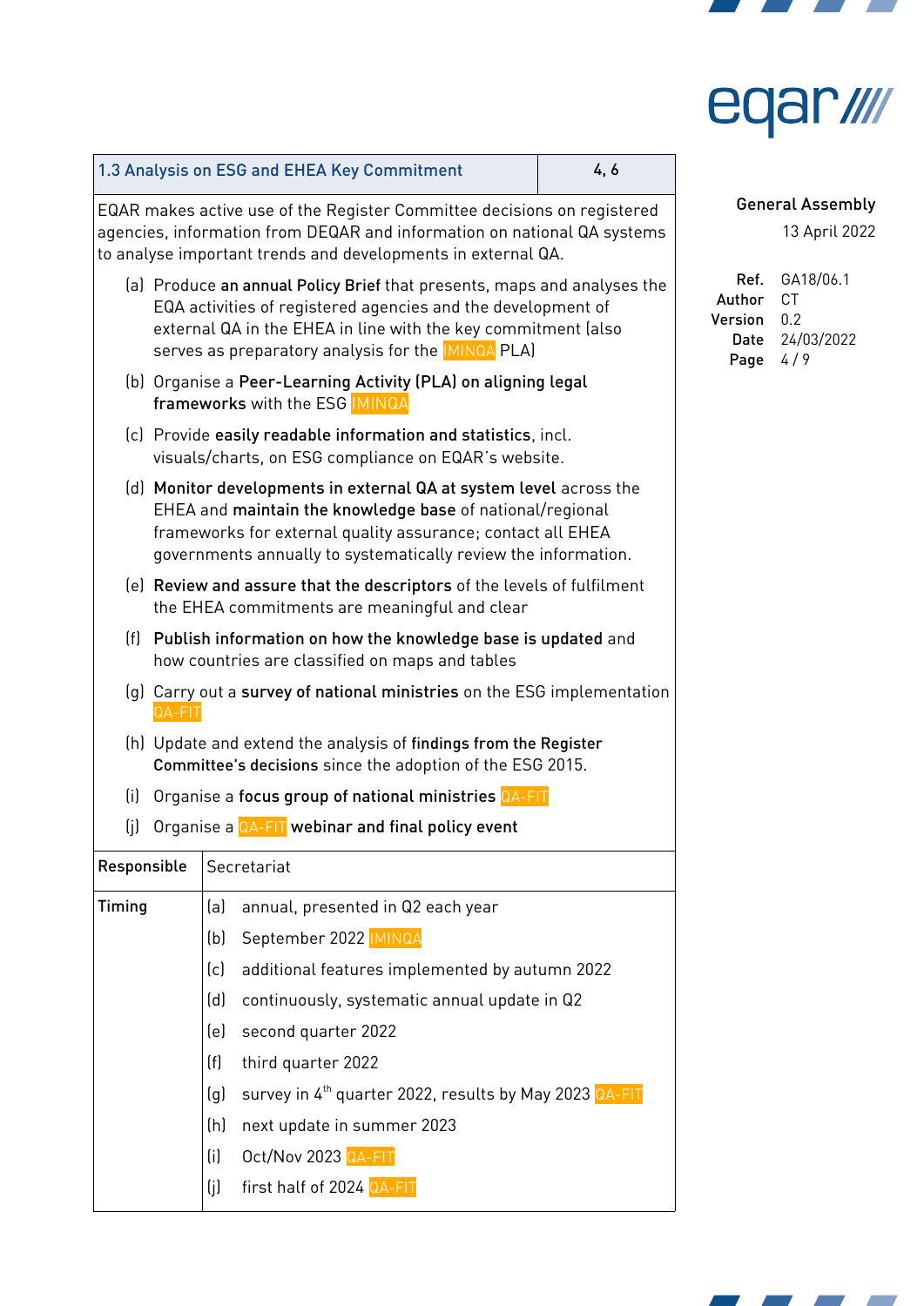| 1.3 Analysis on ESG and EHEA Key Commitment | 4, 6 |
|---|---|

EQAR makes active use of the Register Committee decisions on registered agencies, information from DEQAR and information on national QA systems to analyse important trends and developments in external QA.

(a) Produce **an annual Policy Brief** that presents, maps and analyses the EQA activities of registered agencies and the development of external QA in the EHEA in line with the key commitment (also serves as preparatory analysis for the IMINQA PLA)

(b) Organise a **Peer-Learning Activity (PLA) on aligning legal frameworks** with the ESG IMINQA

(c) Provide **easily readable information and statistics**, incl. visuals/charts, on ESG compliance on EQAR's website.

(d) **Monitor developments in external QA at system level** across the EHEA and **maintain the knowledge base** of national/regional frameworks for external quality assurance; contact all EHEA governments annually to systematically review the information.

(e) **Review and assure that the descriptors** of the levels of fulfilment the EHEA commitments are meaningful and clear

(f) **Publish information on how the knowledge base is updated** and how countries are classified on maps and tables

(g) Carry out a **survey of national ministries** on the ESG implementation QA-FIT

(h) Update and extend the analysis of **findings from the Register Committee's decisions** since the adoption of the ESG 2015.

(i) Organise a **focus group of national ministries** QA-FIT

(j) Organise a QA-FIT **webinar and final policy event**

| | |
|---|---|
| **Responsible** | Secretariat |
| **Timing** | (a) annual, presented in Q2 each year<br>(b) September 2022 IMINQA<br>(c) additional features implemented by autumn 2022<br>(d) continuously, systematic annual update in Q2<br>(e) second quarter 2022<br>(f) third quarter 2022<br>(g) survey in 4th quarter 2022, results by May 2023 QA-FIT<br>(h) next update in summer 2023<br>(i) Oct/Nov 2023 QA-FIT<br>(j) first half of 2024 QA-FIT |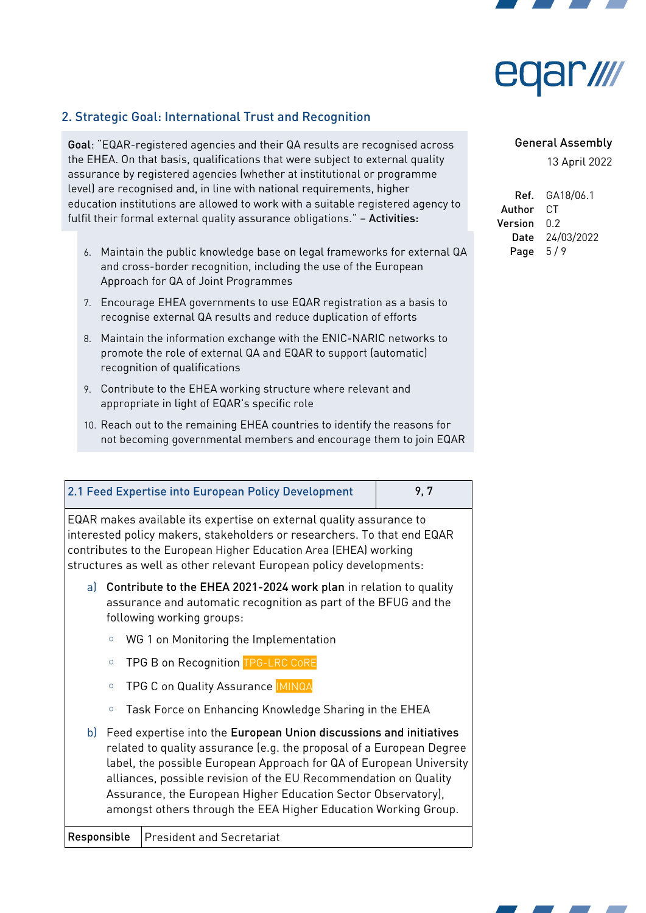## 2. Strategic Goal: International Trust and Recognition

**Goal**: "EQAR-registered agencies and their QA results are recognised across the EHEA. On that basis, qualifications that were subject to external quality assurance by registered agencies (whether at institutional or programme level) are recognised and, in line with national requirements, higher education institutions are allowed to work with a suitable registered agency to fulfil their formal external quality assurance obligations." – **Activities:**

6. Maintain the public knowledge base on legal frameworks for external QA and cross-border recognition, including the use of the European Approach for QA of Joint Programmes
7. Encourage EHEA governments to use EQAR registration as a basis to recognise external QA results and reduce duplication of efforts
8. Maintain the information exchange with the ENIC-NARIC networks to promote the role of external QA and EQAR to support (automatic) recognition of qualifications
9. Contribute to the EHEA working structure where relevant and appropriate in light of EQAR's specific role
10. Reach out to the remaining EHEA countries to identify the reasons for not becoming governmental members and encourage them to join EQAR

| 2.1 Feed Expertise into European Policy Development | 9, 7 |
|---|---|

EQAR makes available its expertise on external quality assurance to interested policy makers, stakeholders or researchers. To that end EQAR contributes to the European Higher Education Area (EHEA) working structures as well as other relevant European policy developments:

a) **Contribute to the EHEA 2021-2024 work plan** in relation to quality assurance and automatic recognition as part of the BFUG and the following working groups:
   - WG 1 on Monitoring the Implementation
   - TPG B on Recognition TPG-LRC CoRE
   - TPG C on Quality Assurance IMINQA
   - Task Force on Enhancing Knowledge Sharing in the EHEA

b) Feed expertise into the **European Union discussions and initiatives** related to quality assurance (e.g. the proposal of a European Degree label, the possible European Approach for QA of European University alliances, possible revision of the EU Recommendation on Quality Assurance, the European Higher Education Sector Observatory), amongst others through the EEA Higher Education Working Group.

| Responsible | President and Secretariat |
|---|---|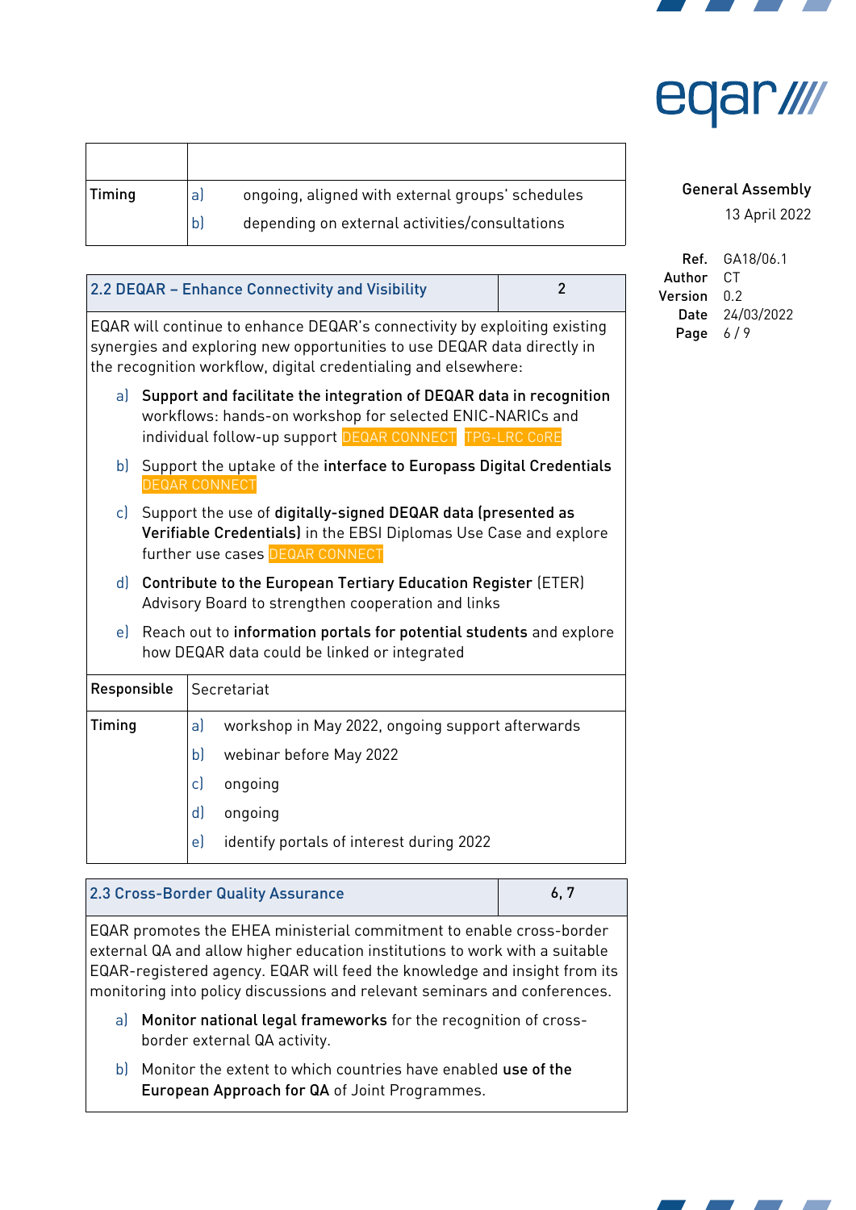| | |
|---|---|
| Timing | a) ongoing, aligned with external groups' schedules<br>b) depending on external activities/consultations |

| 2.2 DEQAR – Enhance Connectivity and Visibility | 2 |
|---|---|

EQAR will continue to enhance DEQAR's connectivity by exploiting existing synergies and exploring new opportunities to use DEQAR data directly in the recognition workflow, digital credentialing and elsewhere:

a) **Support and facilitate the integration of DEQAR data in recognition** workflows: hands-on workshop for selected ENIC-NARICs and individual follow-up support DEQAR CONNECT TPG-LRC CoRE

b) Support the uptake of the **interface to Europass Digital Credentials** DEQAR CONNECT

c) Support the use of **digitally-signed DEQAR data (presented as Verifiable Credentials)** in the EBSI Diplomas Use Case and explore further use cases DEQAR CONNECT

d) **Contribute to the European Tertiary Education Register** (ETER) Advisory Board to strengthen cooperation and links

e) Reach out to **information portals for potential students** and explore how DEQAR data could be linked or integrated

| | |
|---|---|
| Responsible | Secretariat |
| Timing | a) workshop in May 2022, ongoing support afterwards<br>b) webinar before May 2022<br>c) ongoing<br>d) ongoing<br>e) identify portals of interest during 2022 |

| 2.3 Cross-Border Quality Assurance | 6, 7 |
|---|---|

EQAR promotes the EHEA ministerial commitment to enable cross-border external QA and allow higher education institutions to work with a suitable EQAR-registered agency. EQAR will feed the knowledge and insight from its monitoring into policy discussions and relevant seminars and conferences.

a) **Monitor national legal frameworks** for the recognition of cross-border external QA activity.

b) Monitor the extent to which countries have enabled **use of the European Approach for QA** of Joint Programmes.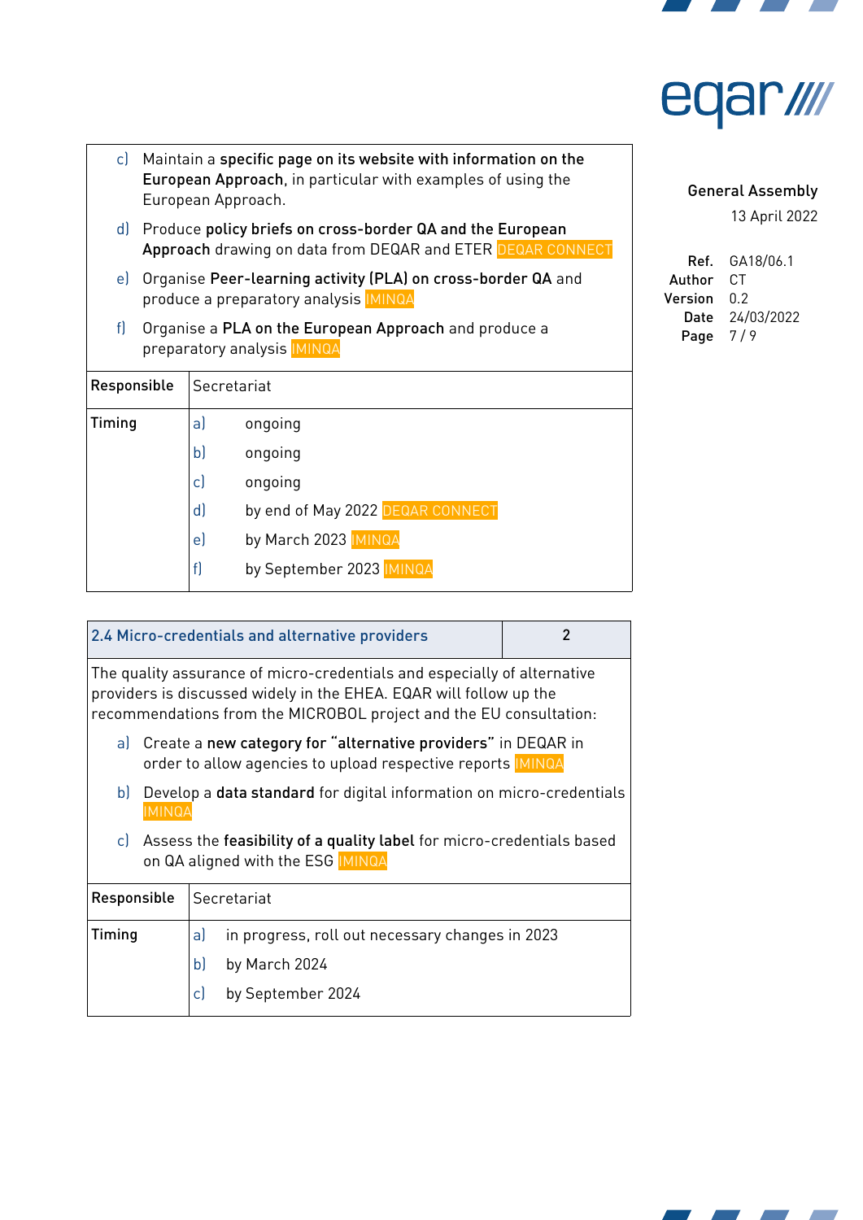| | |
|---|---|
| c) Maintain a **specific page on its website with information on the European Approach**, in particular with examples of using the European Approach.<br>d) Produce **policy briefs on cross-border QA and the European Approach** drawing on data from DEQAR and ETER DEQAR CONNECT<br>e) Organise **Peer-learning activity (PLA) on cross-border QA** and produce a preparatory analysis IMINQA<br>f) Organise a **PLA on the European Approach** and produce a preparatory analysis IMINQA | |
| Responsible | Secretariat |
| Timing | a) ongoing<br>b) ongoing<br>c) ongoing<br>d) by end of May 2022 DEQAR CONNECT<br>e) by March 2023 IMINQA<br>f) by September 2023 IMINQA |

| 2.4 Micro-credentials and alternative providers | 2 |
|---|---|
| The quality assurance of micro-credentials and especially of alternative providers is discussed widely in the EHEA. EQAR will follow up the recommendations from the MICROBOL project and the EU consultation:<br>a) Create a **new category for "alternative providers"** in DEQAR in order to allow agencies to upload respective reports IMINQA<br>b) Develop a **data standard** for digital information on micro-credentials IMINQA<br>c) Assess the **feasibility of a quality label** for micro-credentials based on QA aligned with the ESG IMINQA | |
| Responsible | Secretariat |
| Timing | a) in progress, roll out necessary changes in 2023<br>b) by March 2024<br>c) by September 2024 |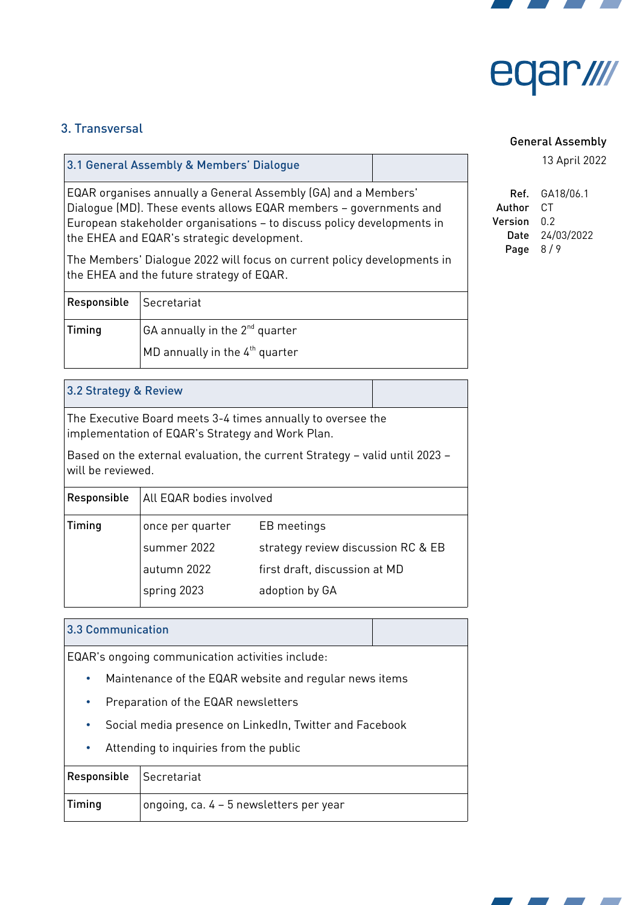## 3. Transversal

| 3.1 General Assembly & Members' Dialogue | |
|---|---|
| EQAR organises annually a General Assembly (GA) and a Members' Dialogue (MD). These events allows EQAR members – governments and European stakeholder organisations – to discuss policy developments in the EHEA and EQAR's strategic development.<br><br>The Members' Dialogue 2022 will focus on current policy developments in the EHEA and the future strategy of EQAR. | |
| **Responsible** | Secretariat |
| **Timing** | GA annually in the 2nd quarter<br><br>MD annually in the 4th quarter |

| 3.2 Strategy & Review | | |
|---|---|---|
| The Executive Board meets 3-4 times annually to oversee the implementation of EQAR's Strategy and Work Plan.<br><br>Based on the external evaluation, the current Strategy – valid until 2023 – will be reviewed. | | |
| **Responsible** | All EQAR bodies involved | |
| **Timing** | once per quarter | EB meetings |
| | summer 2022 | strategy review discussion RC & EB |
| | autumn 2022 | first draft, discussion at MD |
| | spring 2023 | adoption by GA |

| 3.3 Communication | |
|---|---|
| EQAR's ongoing communication activities include:<br>• Maintenance of the EQAR website and regular news items<br>• Preparation of the EQAR newsletters<br>• Social media presence on LinkedIn, Twitter and Facebook<br>• Attending to inquiries from the public | |
| **Responsible** | Secretariat |
| **Timing** | ongoing, ca. 4 – 5 newsletters per year |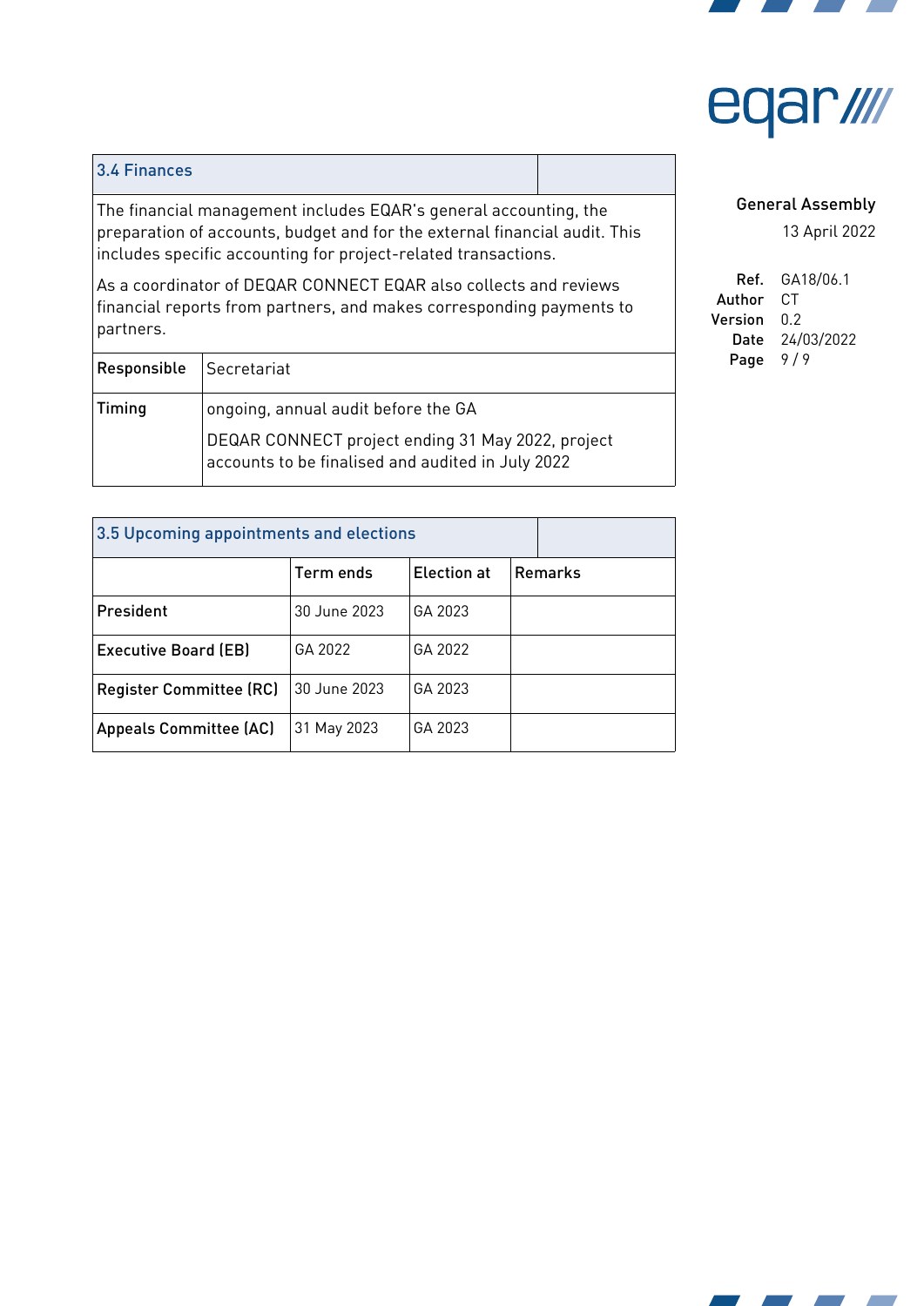### 3.4 Finances

The financial management includes EQAR's general accounting, the preparation of accounts, budget and for the external financial audit. This includes specific accounting for project-related transactions.

As a coordinator of DEQAR CONNECT EQAR also collects and reviews financial reports from partners, and makes corresponding payments to partners.

| | |
|---|---|
| Responsible | Secretariat |
| Timing | ongoing, annual audit before the GA<br><br>DEQAR CONNECT project ending 31 May 2022, project accounts to be finalised and audited in July 2022 |

### 3.5 Upcoming appointments and elections

| | Term ends | Election at | Remarks |
|---|---|---|---|
| President | 30 June 2023 | GA 2023 | |
| Executive Board (EB) | GA 2022 | GA 2022 | |
| Register Committee (RC) | 30 June 2023 | GA 2023 | |
| Appeals Committee (AC) | 31 May 2023 | GA 2023 | |